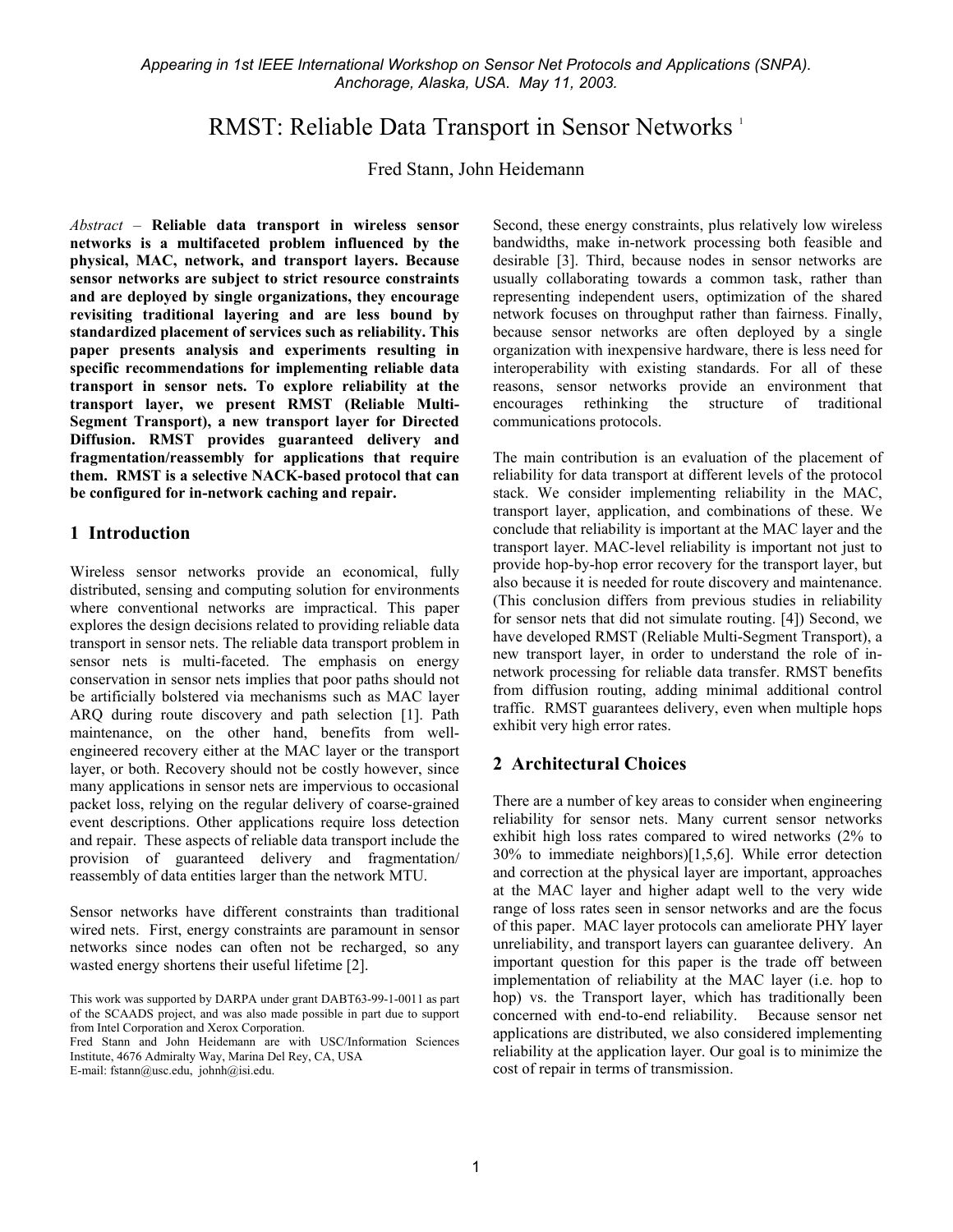*Appearing in 1st IEEE International Workshop on Sensor Net Protocols and Applications (SNPA). Anchorage, Alaska, USA. May 11, 2003.*

# RMST: Reliable Data Transport in Sensor Networks [1]

Fred Stann, John Heidemann

*Abstract* – **Reliable data transport in wireless sensor networks is a multifaceted problem influenced by the physical, MAC, network, and transport layers. Because sensor networks are subject to strict resource constraints and are deployed by single organizations, they encourage revisiting traditional layering and are less bound by standardized placement of services such as reliability. This paper presents analysis and experiments resulting in specific recommendations for implementing reliable data transport in sensor nets. To explore reliability at the transport layer, we present RMST (Reliable Multi-Segment Transport), a new transport layer for Directed Diffusion. RMST provides guaranteed delivery and fragmentation/reassembly for applications that require them. RMST is a selective NACK-based protocol that can be configured for in-network caching and repair.**

## 1 Introduction

Wireless sensor networks provide an economical, fully distributed, sensing and computing solution for environments where conventional networks are impractical. This paper explores the design decisions related to providing reliable data transport in sensor nets. The reliable data transport problem in sensor nets is multi-faceted. The emphasis on energy conservation in sensor nets implies that poor paths should not be artificially bolstered via mechanisms such as MAC layer ARQ during route discovery and path selection [1]. Path maintenance, on the other hand, benefits from well-engineered recovery either at the MAC layer or the transport layer, or both. Recovery should not be costly however, since many applications in sensor nets are impervious to occasional packet loss, relying on the regular delivery of coarse-grained event descriptions. Other applications require loss detection and repair. These aspects of reliable data transport include the provision of guaranteed delivery and fragmentation/ reassembly of data entities larger than the network MTU.

Sensor networks have different constraints than traditional wired nets. First, energy constraints are paramount in sensor networks since nodes can often not be recharged, so any wasted energy shortens their useful lifetime [2].

This work was supported by DARPA under grant DABT63-99-1-0011 as part of the SCAADS project, and was also made possible in part due to support from Intel Corporation and Xerox Corporation.
Fred Stann and John Heidemann are with USC/Information Sciences Institute, 4676 Admiralty Way, Marina Del Rey, CA, USA
E-mail: fstann@usc.edu, johnh@isi.edu.

Second, these energy constraints, plus relatively low wireless bandwidths, make in-network processing both feasible and desirable [3]. Third, because nodes in sensor networks are usually collaborating towards a common task, rather than representing independent users, optimization of the shared network focuses on throughput rather than fairness. Finally, because sensor networks are often deployed by a single organization with inexpensive hardware, there is less need for interoperability with existing standards. For all of these reasons, sensor networks provide an environment that encourages rethinking the structure of traditional communications protocols.

The main contribution is an evaluation of the placement of reliability for data transport at different levels of the protocol stack. We consider implementing reliability in the MAC, transport layer, application, and combinations of these. We conclude that reliability is important at the MAC layer and the transport layer. MAC-level reliability is important not just to provide hop-by-hop error recovery for the transport layer, but also because it is needed for route discovery and maintenance. (This conclusion differs from previous studies in reliability for sensor nets that did not simulate routing. [4]) Second, we have developed RMST (Reliable Multi-Segment Transport), a new transport layer, in order to understand the role of in-network processing for reliable data transfer. RMST benefits from diffusion routing, adding minimal additional control traffic. RMST guarantees delivery, even when multiple hops exhibit very high error rates.

## 2 Architectural Choices

There are a number of key areas to consider when engineering reliability for sensor nets. Many current sensor networks exhibit high loss rates compared to wired networks (2% to 30% to immediate neighbors)[1,5,6]. While error detection and correction at the physical layer are important, approaches at the MAC layer and higher adapt well to the very wide range of loss rates seen in sensor networks and are the focus of this paper. MAC layer protocols can ameliorate PHY layer unreliability, and transport layers can guarantee delivery. An important question for this paper is the trade off between implementation of reliability at the MAC layer (i.e. hop to hop) vs. the Transport layer, which has traditionally been concerned with end-to-end reliability. Because sensor net applications are distributed, we also considered implementing reliability at the application layer. Our goal is to minimize the cost of repair in terms of transmission.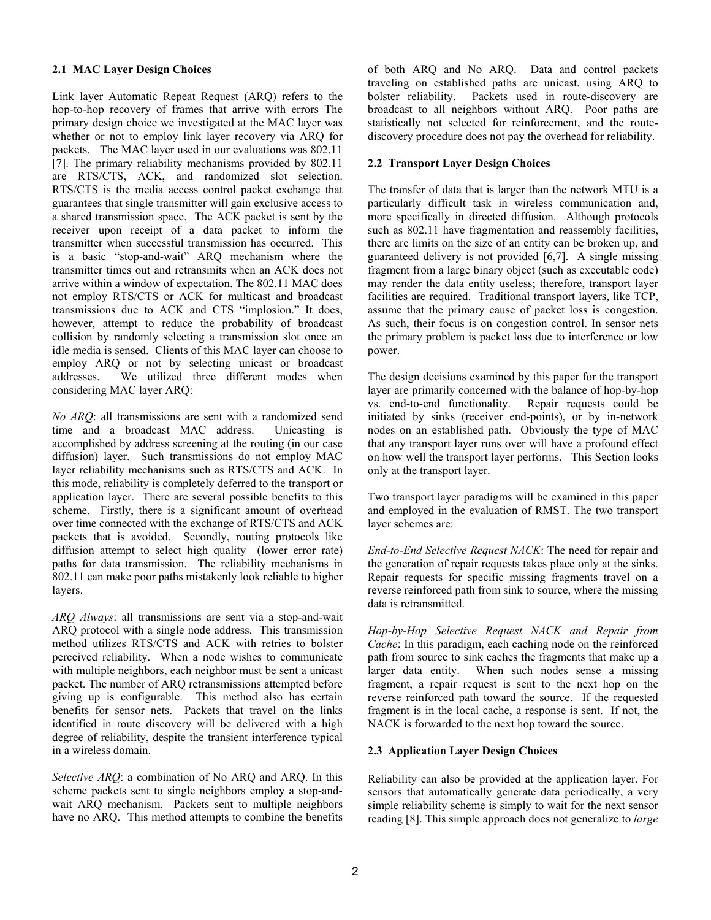### 2.1 MAC Layer Design Choices

Link layer Automatic Repeat Request (ARQ) refers to the hop-to-hop recovery of frames that arrive with errors The primary design choice we investigated at the MAC layer was whether or not to employ link layer recovery via ARQ for packets. The MAC layer used in our evaluations was 802.11 [7]. The primary reliability mechanisms provided by 802.11 are RTS/CTS, ACK, and randomized slot selection. RTS/CTS is the media access control packet exchange that guarantees that single transmitter will gain exclusive access to a shared transmission space. The ACK packet is sent by the receiver upon receipt of a data packet to inform the transmitter when successful transmission has occurred. This is a basic "stop-and-wait" ARQ mechanism where the transmitter times out and retransmits when an ACK does not arrive within a window of expectation. The 802.11 MAC does not employ RTS/CTS or ACK for multicast and broadcast transmissions due to ACK and CTS "implosion." It does, however, attempt to reduce the probability of broadcast collision by randomly selecting a transmission slot once an idle media is sensed. Clients of this MAC layer can choose to employ ARQ or not by selecting unicast or broadcast addresses. We utilized three different modes when considering MAC layer ARQ:

*No ARQ*: all transmissions are sent with a randomized send time and a broadcast MAC address. Unicasting is accomplished by address screening at the routing (in our case diffusion) layer. Such transmissions do not employ MAC layer reliability mechanisms such as RTS/CTS and ACK. In this mode, reliability is completely deferred to the transport or application layer. There are several possible benefits to this scheme. Firstly, there is a significant amount of overhead over time connected with the exchange of RTS/CTS and ACK packets that is avoided. Secondly, routing protocols like diffusion attempt to select high quality (lower error rate) paths for data transmission. The reliability mechanisms in 802.11 can make poor paths mistakenly look reliable to higher layers.

*ARQ Always*: all transmissions are sent via a stop-and-wait ARQ protocol with a single node address. This transmission method utilizes RTS/CTS and ACK with retries to bolster perceived reliability. When a node wishes to communicate with multiple neighbors, each neighbor must be sent a unicast packet. The number of ARQ retransmissions attempted before giving up is configurable. This method also has certain benefits for sensor nets. Packets that travel on the links identified in route discovery will be delivered with a high degree of reliability, despite the transient interference typical in a wireless domain.

*Selective ARQ*: a combination of No ARQ and ARQ. In this scheme packets sent to single neighbors employ a stop-and-wait ARQ mechanism. Packets sent to multiple neighbors have no ARQ. This method attempts to combine the benefits of both ARQ and No ARQ. Data and control packets traveling on established paths are unicast, using ARQ to bolster reliability. Packets used in route-discovery are broadcast to all neighbors without ARQ. Poor paths are statistically not selected for reinforcement, and the route-discovery procedure does not pay the overhead for reliability.

### 2.2 Transport Layer Design Choices

The transfer of data that is larger than the network MTU is a particularly difficult task in wireless communication and, more specifically in directed diffusion. Although protocols such as 802.11 have fragmentation and reassembly facilities, there are limits on the size of an entity can be broken up, and guaranteed delivery is not provided [6,7]. A single missing fragment from a large binary object (such as executable code) may render the data entity useless; therefore, transport layer facilities are required. Traditional transport layers, like TCP, assume that the primary cause of packet loss is congestion. As such, their focus is on congestion control. In sensor nets the primary problem is packet loss due to interference or low power.

The design decisions examined by this paper for the transport layer are primarily concerned with the balance of hop-by-hop vs. end-to-end functionality. Repair requests could be initiated by sinks (receiver end-points), or by in-network nodes on an established path. Obviously the type of MAC that any transport layer runs over will have a profound effect on how well the transport layer performs. This Section looks only at the transport layer.

Two transport layer paradigms will be examined in this paper and employed in the evaluation of RMST. The two transport layer schemes are:

*End-to-End Selective Request NACK*: The need for repair and the generation of repair requests takes place only at the sinks. Repair requests for specific missing fragments travel on a reverse reinforced path from sink to source, where the missing data is retransmitted.

*Hop-by-Hop Selective Request NACK and Repair from Cache*: In this paradigm, each caching node on the reinforced path from source to sink caches the fragments that make up a larger data entity. When such nodes sense a missing fragment, a repair request is sent to the next hop on the reverse reinforced path toward the source. If the requested fragment is in the local cache, a response is sent. If not, the NACK is forwarded to the next hop toward the source.

### 2.3 Application Layer Design Choices

Reliability can also be provided at the application layer. For sensors that automatically generate data periodically, a very simple reliability scheme is simply to wait for the next sensor reading [8]. This simple approach does not generalize to *large*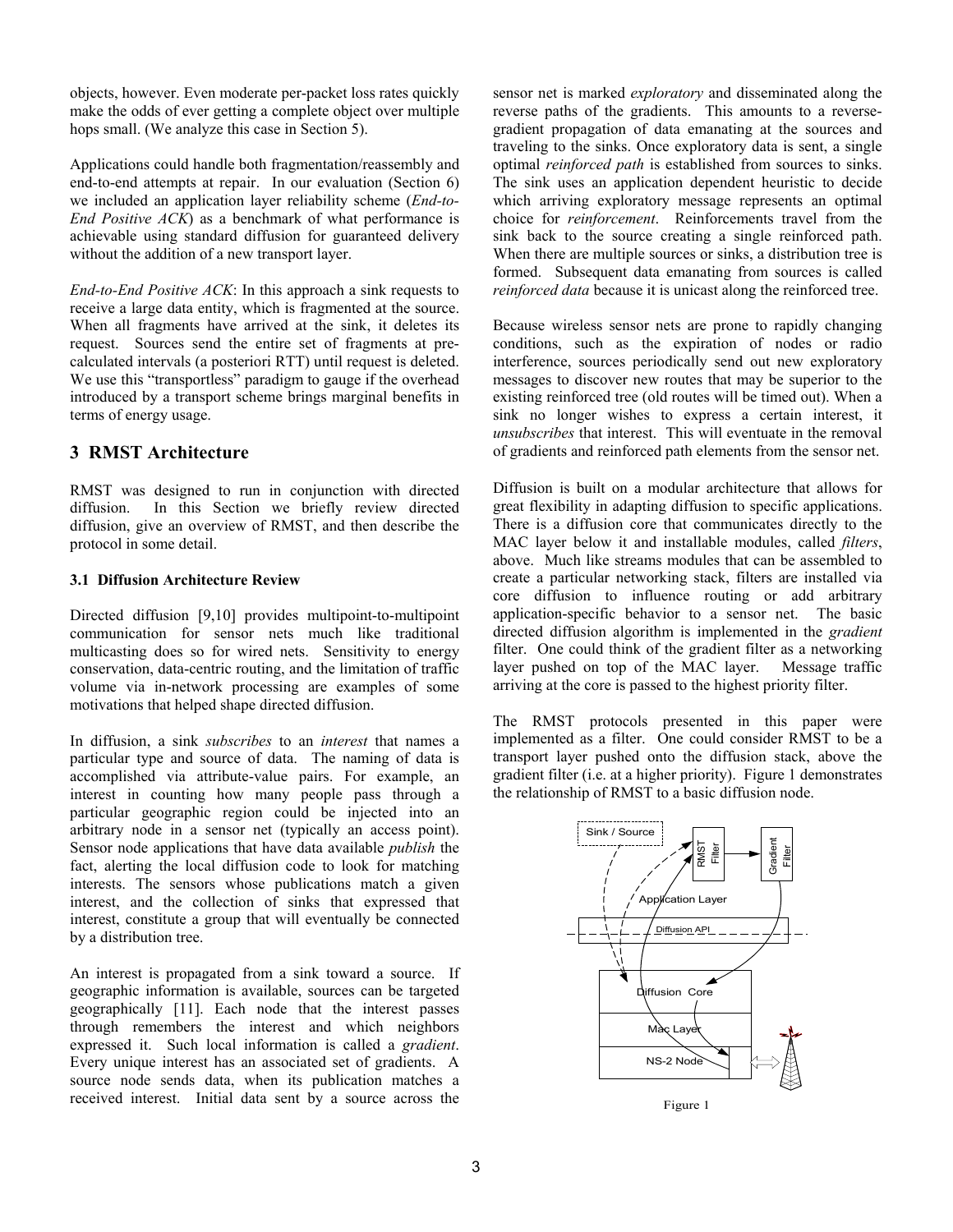objects, however. Even moderate per-packet loss rates quickly make the odds of ever getting a complete object over multiple hops small. (We analyze this case in Section 5).

Applications could handle both fragmentation/reassembly and end-to-end attempts at repair. In our evaluation (Section 6) we included an application layer reliability scheme (*End-to-End Positive ACK*) as a benchmark of what performance is achievable using standard diffusion for guaranteed delivery without the addition of a new transport layer.

*End-to-End Positive ACK*: In this approach a sink requests to receive a large data entity, which is fragmented at the source. When all fragments have arrived at the sink, it deletes its request. Sources send the entire set of fragments at pre-calculated intervals (a posteriori RTT) until request is deleted. We use this "transportless" paradigm to gauge if the overhead introduced by a transport scheme brings marginal benefits in terms of energy usage.

## 3 RMST Architecture

RMST was designed to run in conjunction with directed diffusion. In this Section we briefly review directed diffusion, give an overview of RMST, and then describe the protocol in some detail.

### 3.1 Diffusion Architecture Review

Directed diffusion [9,10] provides multipoint-to-multipoint communication for sensor nets much like traditional multicasting does so for wired nets. Sensitivity to energy conservation, data-centric routing, and the limitation of traffic volume via in-network processing are examples of some motivations that helped shape directed diffusion.

In diffusion, a sink *subscribes* to an *interest* that names a particular type and source of data. The naming of data is accomplished via attribute-value pairs. For example, an interest in counting how many people pass through a particular geographic region could be injected into an arbitrary node in a sensor net (typically an access point). Sensor node applications that have data available *publish* the fact, alerting the local diffusion code to look for matching interests. The sensors whose publications match a given interest, and the collection of sinks that expressed that interest, constitute a group that will eventually be connected by a distribution tree.

An interest is propagated from a sink toward a source. If geographic information is available, sources can be targeted geographically [11]. Each node that the interest passes through remembers the interest and which neighbors expressed it. Such local information is called a *gradient*. Every unique interest has an associated set of gradients. A source node sends data, when its publication matches a received interest. Initial data sent by a source across the sensor net is marked *exploratory* and disseminated along the reverse paths of the gradients. This amounts to a reverse-gradient propagation of data emanating at the sources and traveling to the sinks. Once exploratory data is sent, a single optimal *reinforced path* is established from sources to sinks. The sink uses an application dependent heuristic to decide which arriving exploratory message represents an optimal choice for *reinforcement*. Reinforcements travel from the sink back to the source creating a single reinforced path. When there are multiple sources or sinks, a distribution tree is formed. Subsequent data emanating from sources is called *reinforced data* because it is unicast along the reinforced tree.

Because wireless sensor nets are prone to rapidly changing conditions, such as the expiration of nodes or radio interference, sources periodically send out new exploratory messages to discover new routes that may be superior to the existing reinforced tree (old routes will be timed out). When a sink no longer wishes to express a certain interest, it *unsubscribes* that interest. This will eventuate in the removal of gradients and reinforced path elements from the sensor net.

Diffusion is built on a modular architecture that allows for great flexibility in adapting diffusion to specific applications. There is a diffusion core that communicates directly to the MAC layer below it and installable modules, called *filters*, above. Much like streams modules that can be assembled to create a particular networking stack, filters are installed via core diffusion to influence routing or add arbitrary application-specific behavior to a sensor net. The basic directed diffusion algorithm is implemented in the *gradient* filter. One could think of the gradient filter as a networking layer pushed on top of the MAC layer. Message traffic arriving at the core is passed to the highest priority filter.

The RMST protocols presented in this paper were implemented as a filter. One could consider RMST to be a transport layer pushed onto the diffusion stack, above the gradient filter (i.e. at a higher priority). Figure 1 demonstrates the relationship of RMST to a basic diffusion node.

Figure 1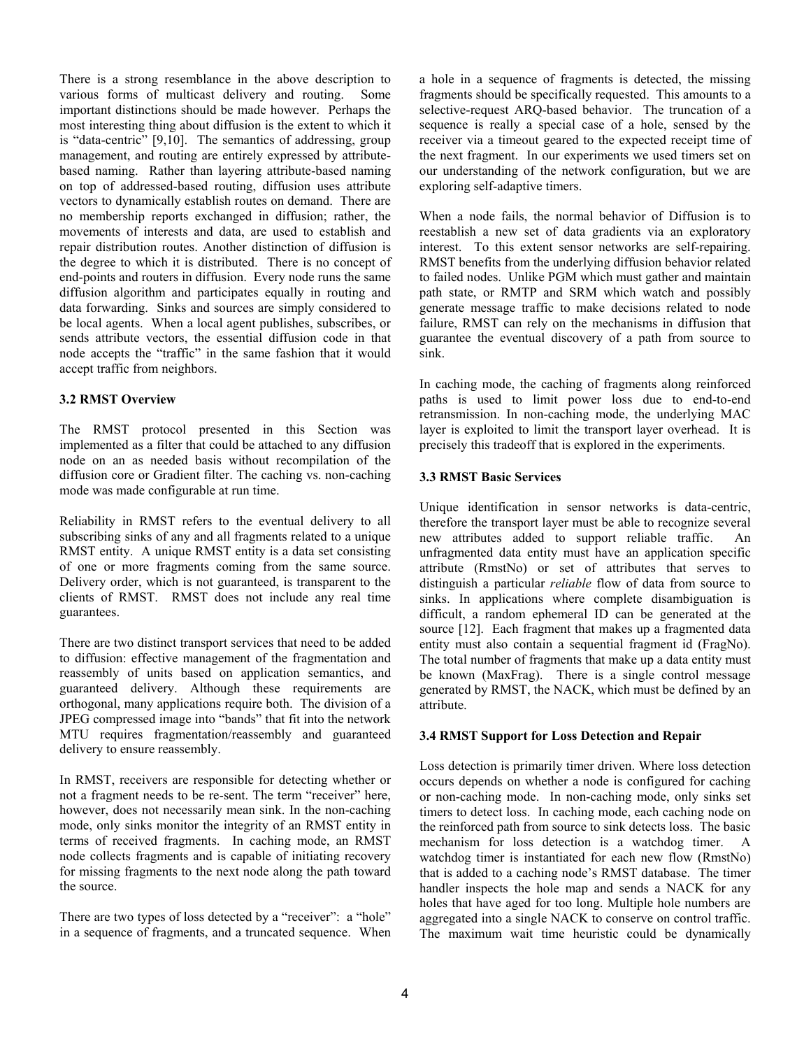There is a strong resemblance in the above description to various forms of multicast delivery and routing. Some important distinctions should be made however. Perhaps the most interesting thing about diffusion is the extent to which it is "data-centric" [9,10]. The semantics of addressing, group management, and routing are entirely expressed by attribute-based naming. Rather than layering attribute-based naming on top of addressed-based routing, diffusion uses attribute vectors to dynamically establish routes on demand. There are no membership reports exchanged in diffusion; rather, the movements of interests and data, are used to establish and repair distribution routes. Another distinction of diffusion is the degree to which it is distributed. There is no concept of end-points and routers in diffusion. Every node runs the same diffusion algorithm and participates equally in routing and data forwarding. Sinks and sources are simply considered to be local agents. When a local agent publishes, subscribes, or sends attribute vectors, the essential diffusion code in that node accepts the "traffic" in the same fashion that it would accept traffic from neighbors.

### 3.2 RMST Overview

The RMST protocol presented in this Section was implemented as a filter that could be attached to any diffusion node on an as needed basis without recompilation of the diffusion core or Gradient filter. The caching vs. non-caching mode was made configurable at run time.

Reliability in RMST refers to the eventual delivery to all subscribing sinks of any and all fragments related to a unique RMST entity. A unique RMST entity is a data set consisting of one or more fragments coming from the same source. Delivery order, which is not guaranteed, is transparent to the clients of RMST. RMST does not include any real time guarantees.

There are two distinct transport services that need to be added to diffusion: effective management of the fragmentation and reassembly of units based on application semantics, and guaranteed delivery. Although these requirements are orthogonal, many applications require both. The division of a JPEG compressed image into "bands" that fit into the network MTU requires fragmentation/reassembly and guaranteed delivery to ensure reassembly.

In RMST, receivers are responsible for detecting whether or not a fragment needs to be re-sent. The term "receiver" here, however, does not necessarily mean sink. In the non-caching mode, only sinks monitor the integrity of an RMST entity in terms of received fragments. In caching mode, an RMST node collects fragments and is capable of initiating recovery for missing fragments to the next node along the path toward the source.

There are two types of loss detected by a "receiver": a "hole" in a sequence of fragments, and a truncated sequence. When a hole in a sequence of fragments is detected, the missing fragments should be specifically requested. This amounts to a selective-request ARQ-based behavior. The truncation of a sequence is really a special case of a hole, sensed by the receiver via a timeout geared to the expected receipt time of the next fragment. In our experiments we used timers set on our understanding of the network configuration, but we are exploring self-adaptive timers.

When a node fails, the normal behavior of Diffusion is to reestablish a new set of data gradients via an exploratory interest. To this extent sensor networks are self-repairing. RMST benefits from the underlying diffusion behavior related to failed nodes. Unlike PGM which must gather and maintain path state, or RMTP and SRM which watch and possibly generate message traffic to make decisions related to node failure, RMST can rely on the mechanisms in diffusion that guarantee the eventual discovery of a path from source to sink.

In caching mode, the caching of fragments along reinforced paths is used to limit power loss due to end-to-end retransmission. In non-caching mode, the underlying MAC layer is exploited to limit the transport layer overhead. It is precisely this tradeoff that is explored in the experiments.

### 3.3 RMST Basic Services

Unique identification in sensor networks is data-centric, therefore the transport layer must be able to recognize several new attributes added to support reliable traffic. An unfragmented data entity must have an application specific attribute (RmstNo) or set of attributes that serves to distinguish a particular *reliable* flow of data from source to sinks. In applications where complete disambiguation is difficult, a random ephemeral ID can be generated at the source [12]. Each fragment that makes up a fragmented data entity must also contain a sequential fragment id (FragNo). The total number of fragments that make up a data entity must be known (MaxFrag). There is a single control message generated by RMST, the NACK, which must be defined by an attribute.

### 3.4 RMST Support for Loss Detection and Repair

Loss detection is primarily timer driven. Where loss detection occurs depends on whether a node is configured for caching or non-caching mode. In non-caching mode, only sinks set timers to detect loss. In caching mode, each caching node on the reinforced path from source to sink detects loss. The basic mechanism for loss detection is a watchdog timer. A watchdog timer is instantiated for each new flow (RmstNo) that is added to a caching node's RMST database. The timer handler inspects the hole map and sends a NACK for any holes that have aged for too long. Multiple hole numbers are aggregated into a single NACK to conserve on control traffic. The maximum wait time heuristic could be dynamically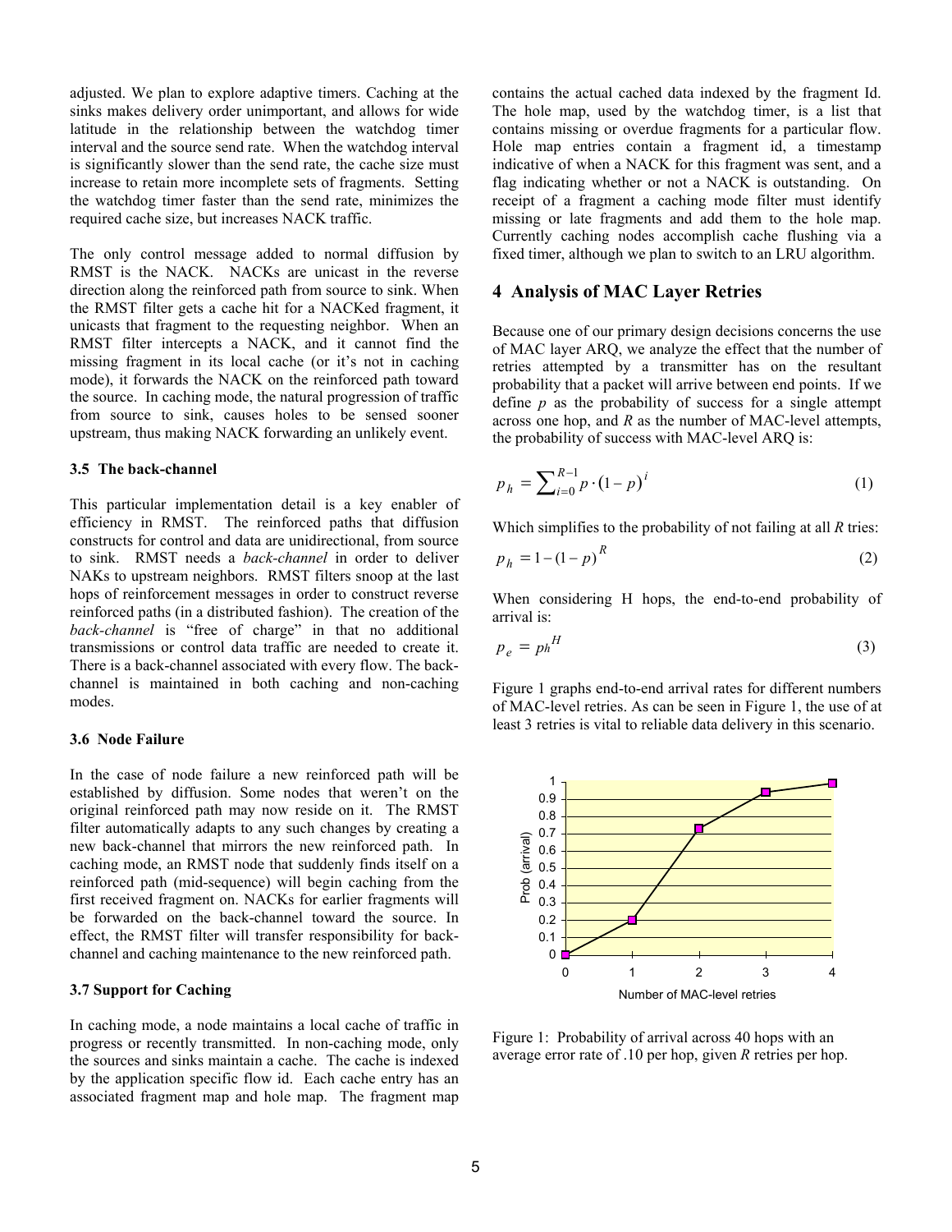adjusted. We plan to explore adaptive timers. Caching at the sinks makes delivery order unimportant, and allows for wide latitude in the relationship between the watchdog timer interval and the source send rate. When the watchdog interval is significantly slower than the send rate, the cache size must increase to retain more incomplete sets of fragments. Setting the watchdog timer faster than the send rate, minimizes the required cache size, but increases NACK traffic.

The only control message added to normal diffusion by RMST is the NACK. NACKs are unicast in the reverse direction along the reinforced path from source to sink. When the RMST filter gets a cache hit for a NACKed fragment, it unicasts that fragment to the requesting neighbor. When an RMST filter intercepts a NACK, and it cannot find the missing fragment in its local cache (or it's not in caching mode), it forwards the NACK on the reinforced path toward the source. In caching mode, the natural progression of traffic from source to sink, causes holes to be sensed sooner upstream, thus making NACK forwarding an unlikely event.

### 3.5 The back-channel

This particular implementation detail is a key enabler of efficiency in RMST. The reinforced paths that diffusion constructs for control and data are unidirectional, from source to sink. RMST needs a *back-channel* in order to deliver NAKs to upstream neighbors. RMST filters snoop at the last hops of reinforcement messages in order to construct reverse reinforced paths (in a distributed fashion). The creation of the *back-channel* is "free of charge" in that no additional transmissions or control data traffic are needed to create it. There is a back-channel associated with every flow. The back-channel is maintained in both caching and non-caching modes.

### 3.6 Node Failure

In the case of node failure a new reinforced path will be established by diffusion. Some nodes that weren't on the original reinforced path may now reside on it. The RMST filter automatically adapts to any such changes by creating a new back-channel that mirrors the new reinforced path. In caching mode, an RMST node that suddenly finds itself on a reinforced path (mid-sequence) will begin caching from the first received fragment on. NACKs for earlier fragments will be forwarded on the back-channel toward the source. In effect, the RMST filter will transfer responsibility for back-channel and caching maintenance to the new reinforced path.

### 3.7 Support for Caching

In caching mode, a node maintains a local cache of traffic in progress or recently transmitted. In non-caching mode, only the sources and sinks maintain a cache. The cache is indexed by the application specific flow id. Each cache entry has an associated fragment map and hole map. The fragment map contains the actual cached data indexed by the fragment Id. The hole map, used by the watchdog timer, is a list that contains missing or overdue fragments for a particular flow. Hole map entries contain a fragment id, a timestamp indicative of when a NACK for this fragment was sent, and a flag indicating whether or not a NACK is outstanding. On receipt of a fragment a caching mode filter must identify missing or late fragments and add them to the hole map. Currently caching nodes accomplish cache flushing via a fixed timer, although we plan to switch to an LRU algorithm.

## 4 Analysis of MAC Layer Retries

Because one of our primary design decisions concerns the use of MAC layer ARQ, we analyze the effect that the number of retries attempted by a transmitter has on the resultant probability that a packet will arrive between end points. If we define $p$ as the probability of success for a single attempt across one hop, and $R$ as the number of MAC-level attempts, the probability of success with MAC-level ARQ is:

$$p_h = \sum_{i=0}^{R-1} p \cdot (1-p)^i \tag{1}$$

Which simplifies to the probability of not failing at all $R$ tries:

$$p_h = 1 - (1-p)^R \tag{2}$$

When considering H hops, the end-to-end probability of arrival is:

$$p_e = p_h{}^H \tag{3}$$

Figure 1 graphs end-to-end arrival rates for different numbers of MAC-level retries. As can be seen in Figure 1, the use of at least 3 retries is vital to reliable data delivery in this scenario.

Figure 1: Probability of arrival across 40 hops with an average error rate of .10 per hop, given $R$ retries per hop.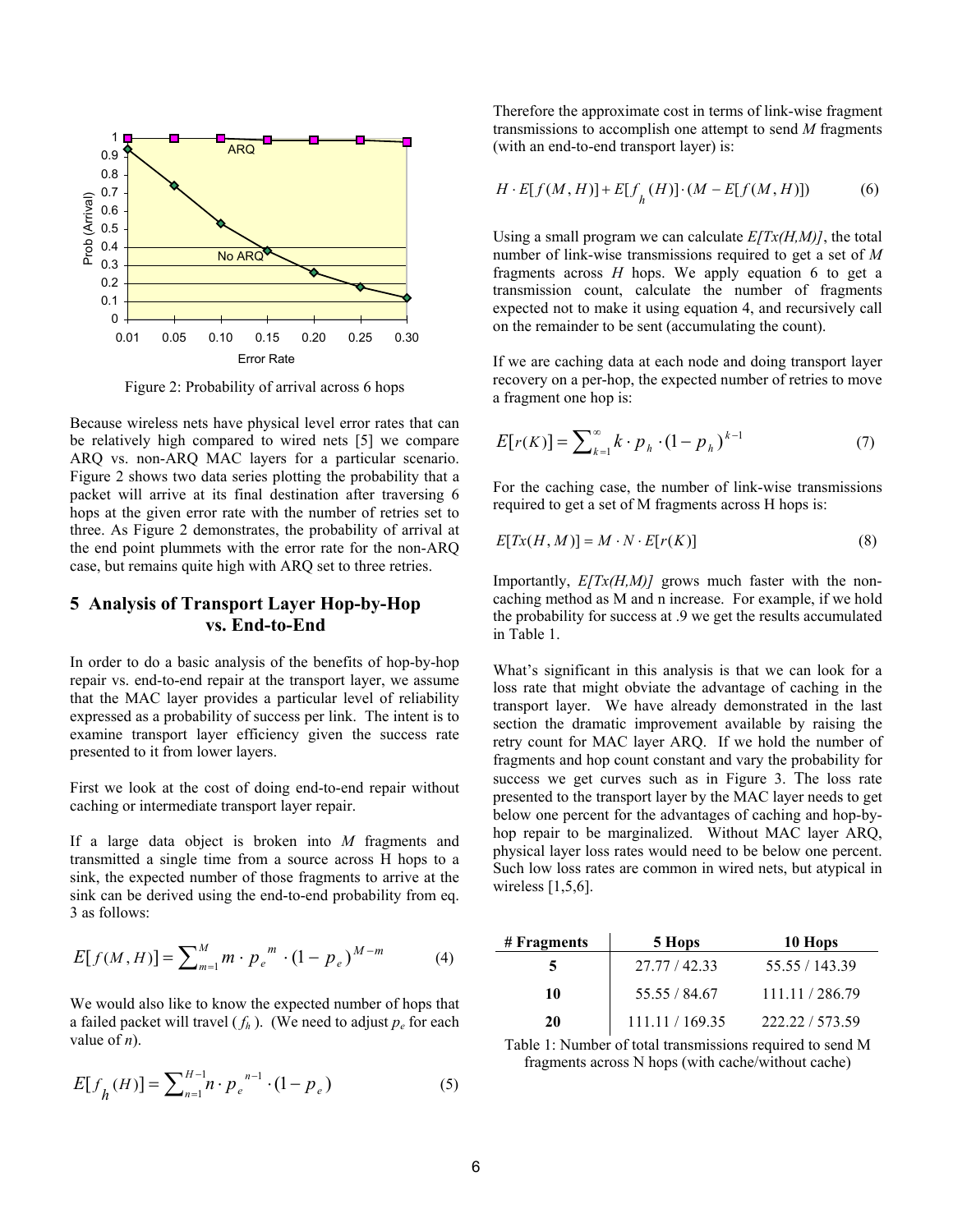Figure 2: Probability of arrival across 6 hops

Because wireless nets have physical level error rates that can be relatively high compared to wired nets [5] we compare ARQ vs. non-ARQ MAC layers for a particular scenario. Figure 2 shows two data series plotting the probability that a packet will arrive at its final destination after traversing 6 hops at the given error rate with the number of retries set to three. As Figure 2 demonstrates, the probability of arrival at the end point plummets with the error rate for the non-ARQ case, but remains quite high with ARQ set to three retries.

## 5 Analysis of Transport Layer Hop-by-Hop vs. End-to-End

In order to do a basic analysis of the benefits of hop-by-hop repair vs. end-to-end repair at the transport layer, we assume that the MAC layer provides a particular level of reliability expressed as a probability of success per link. The intent is to examine transport layer efficiency given the success rate presented to it from lower layers.

First we look at the cost of doing end-to-end repair without caching or intermediate transport layer repair.

If a large data object is broken into $M$ fragments and transmitted a single time from a source across H hops to a sink, the expected number of those fragments to arrive at the sink can be derived using the end-to-end probability from eq. 3 as follows:

$$E[f(M,H)] = \sum_{m=1}^{M} m \cdot p_e^{\ m} \cdot (1 - p_e)^{M-m} \qquad (4)$$

We would also like to know the expected number of hops that a failed packet will travel ( $f_h$ ). (We need to adjust $p_e$ for each value of $n$).

$$E[f_h(H)] = \sum_{n=1}^{H-1} n \cdot p_e^{\ n-1} \cdot (1 - p_e) \qquad (5)$$

Therefore the approximate cost in terms of link-wise fragment transmissions to accomplish one attempt to send $M$ fragments (with an end-to-end transport layer) is:

$$H \cdot E[f(M,H)] + E[f_h(H)] \cdot (M - E[f(M,H)]) \qquad (6)$$

Using a small program we can calculate $E[Tx(H,M)]$, the total number of link-wise transmissions required to get a set of $M$ fragments across $H$ hops. We apply equation 6 to get a transmission count, calculate the number of fragments expected not to make it using equation 4, and recursively call on the remainder to be sent (accumulating the count).

If we are caching data at each node and doing transport layer recovery on a per-hop, the expected number of retries to move a fragment one hop is:

$$E[r(K)] = \sum_{k=1}^{\infty} k \cdot p_h \cdot (1 - p_h)^{k-1} \qquad (7)$$

For the caching case, the number of link-wise transmissions required to get a set of M fragments across H hops is:

$$E[Tx(H,M)] = M \cdot N \cdot E[r(K)] \qquad (8)$$

Importantly, $E[Tx(H,M)]$ grows much faster with the non-caching method as M and n increase. For example, if we hold the probability for success at .9 we get the results accumulated in Table 1.

What's significant in this analysis is that we can look for a loss rate that might obviate the advantage of caching in the transport layer. We have already demonstrated in the last section the dramatic improvement available by raising the retry count for MAC layer ARQ. If we hold the number of fragments and hop count constant and vary the probability for success we get curves such as in Figure 3. The loss rate presented to the transport layer by the MAC layer needs to get below one percent for the advantages of caching and hop-by-hop repair to be marginalized. Without MAC layer ARQ, physical layer loss rates would need to be below one percent. Such low loss rates are common in wired nets, but atypical in wireless [1,5,6].

| # Fragments | 5 Hops | 10 Hops |
|---|---|---|
| 5 | 27.77 / 42.33 | 55.55 / 143.39 |
| 10 | 55.55 / 84.67 | 111.11 / 286.79 |
| 20 | 111.11 / 169.35 | 222.22 / 573.59 |

Table 1: Number of total transmissions required to send M fragments across N hops (with cache/without cache)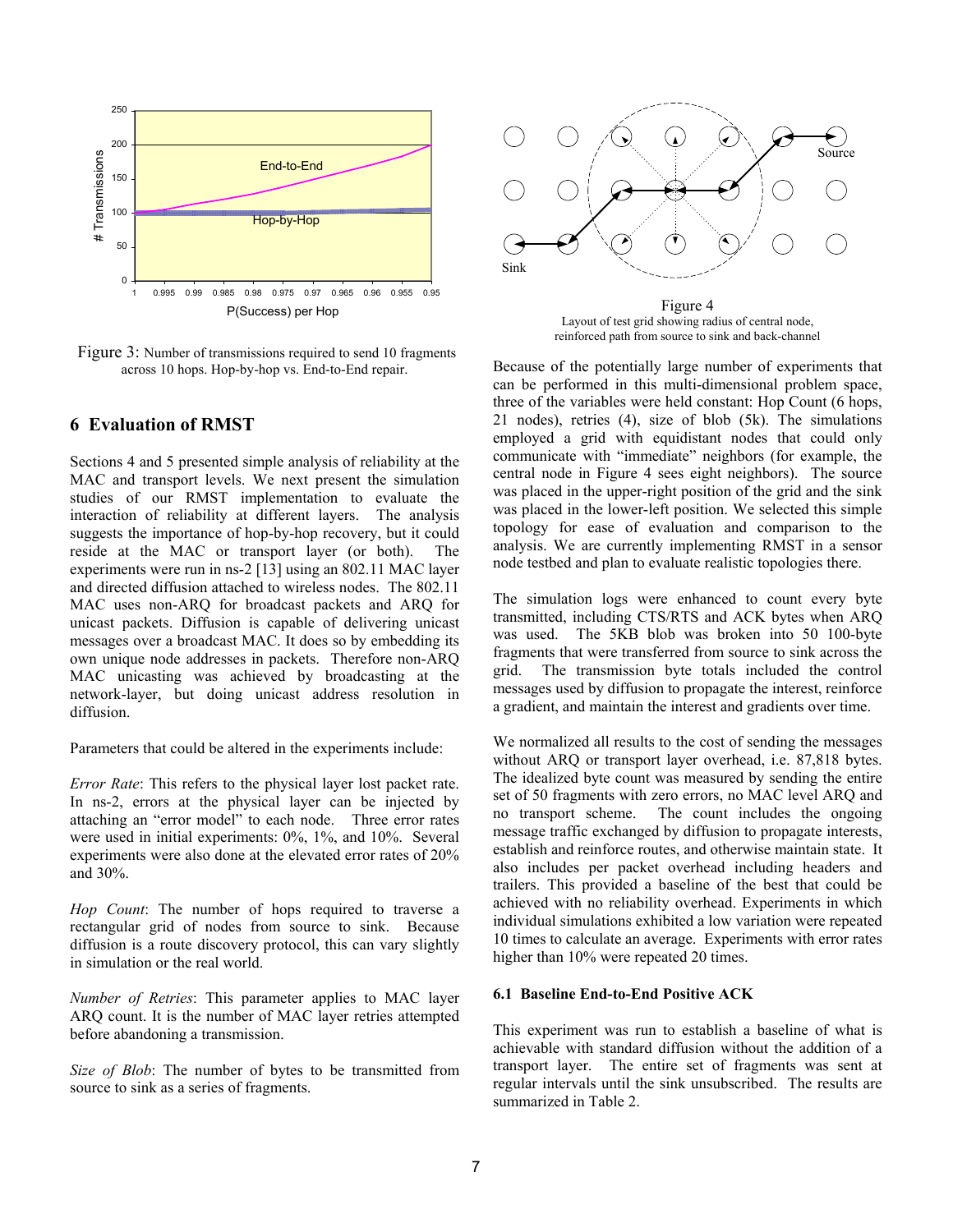Figure 3: Number of transmissions required to send 10 fragments across 10 hops. Hop-by-hop vs. End-to-End repair.

## 6 Evaluation of RMST

Sections 4 and 5 presented simple analysis of reliability at the MAC and transport levels. We next present the simulation studies of our RMST implementation to evaluate the interaction of reliability at different layers. The analysis suggests the importance of hop-by-hop recovery, but it could reside at the MAC or transport layer (or both). The experiments were run in ns-2 [13] using an 802.11 MAC layer and directed diffusion attached to wireless nodes. The 802.11 MAC uses non-ARQ for broadcast packets and ARQ for unicast packets. Diffusion is capable of delivering unicast messages over a broadcast MAC. It does so by embedding its own unique node addresses in packets. Therefore non-ARQ MAC unicasting was achieved by broadcasting at the network-layer, but doing unicast address resolution in diffusion.

Parameters that could be altered in the experiments include:

*Error Rate*: This refers to the physical layer lost packet rate. In ns-2, errors at the physical layer can be injected by attaching an "error model" to each node. Three error rates were used in initial experiments: 0%, 1%, and 10%. Several experiments were also done at the elevated error rates of 20% and 30%.

*Hop Count*: The number of hops required to traverse a rectangular grid of nodes from source to sink. Because diffusion is a route discovery protocol, this can vary slightly in simulation or the real world.

*Number of Retries*: This parameter applies to MAC layer ARQ count. It is the number of MAC layer retries attempted before abandoning a transmission.

*Size of Blob*: The number of bytes to be transmitted from source to sink as a series of fragments.

Figure 4
Layout of test grid showing radius of central node, reinforced path from source to sink and back-channel

Because of the potentially large number of experiments that can be performed in this multi-dimensional problem space, three of the variables were held constant: Hop Count (6 hops, 21 nodes), retries (4), size of blob (5k). The simulations employed a grid with equidistant nodes that could only communicate with "immediate" neighbors (for example, the central node in Figure 4 sees eight neighbors). The source was placed in the upper-right position of the grid and the sink was placed in the lower-left position. We selected this simple topology for ease of evaluation and comparison to the analysis. We are currently implementing RMST in a sensor node testbed and plan to evaluate realistic topologies there.

The simulation logs were enhanced to count every byte transmitted, including CTS/RTS and ACK bytes when ARQ was used. The 5KB blob was broken into 50 100-byte fragments that were transferred from source to sink across the grid. The transmission byte totals included the control messages used by diffusion to propagate the interest, reinforce a gradient, and maintain the interest and gradients over time.

We normalized all results to the cost of sending the messages without ARQ or transport layer overhead, i.e. 87,818 bytes. The idealized byte count was measured by sending the entire set of 50 fragments with zero errors, no MAC level ARQ and no transport scheme. The count includes the ongoing message traffic exchanged by diffusion to propagate interests, establish and reinforce routes, and otherwise maintain state. It also includes per packet overhead including headers and trailers. This provided a baseline of the best that could be achieved with no reliability overhead. Experiments in which individual simulations exhibited a low variation were repeated 10 times to calculate an average. Experiments with error rates higher than 10% were repeated 20 times.

### 6.1 Baseline End-to-End Positive ACK

This experiment was run to establish a baseline of what is achievable with standard diffusion without the addition of a transport layer. The entire set of fragments was sent at regular intervals until the sink unsubscribed. The results are summarized in Table 2.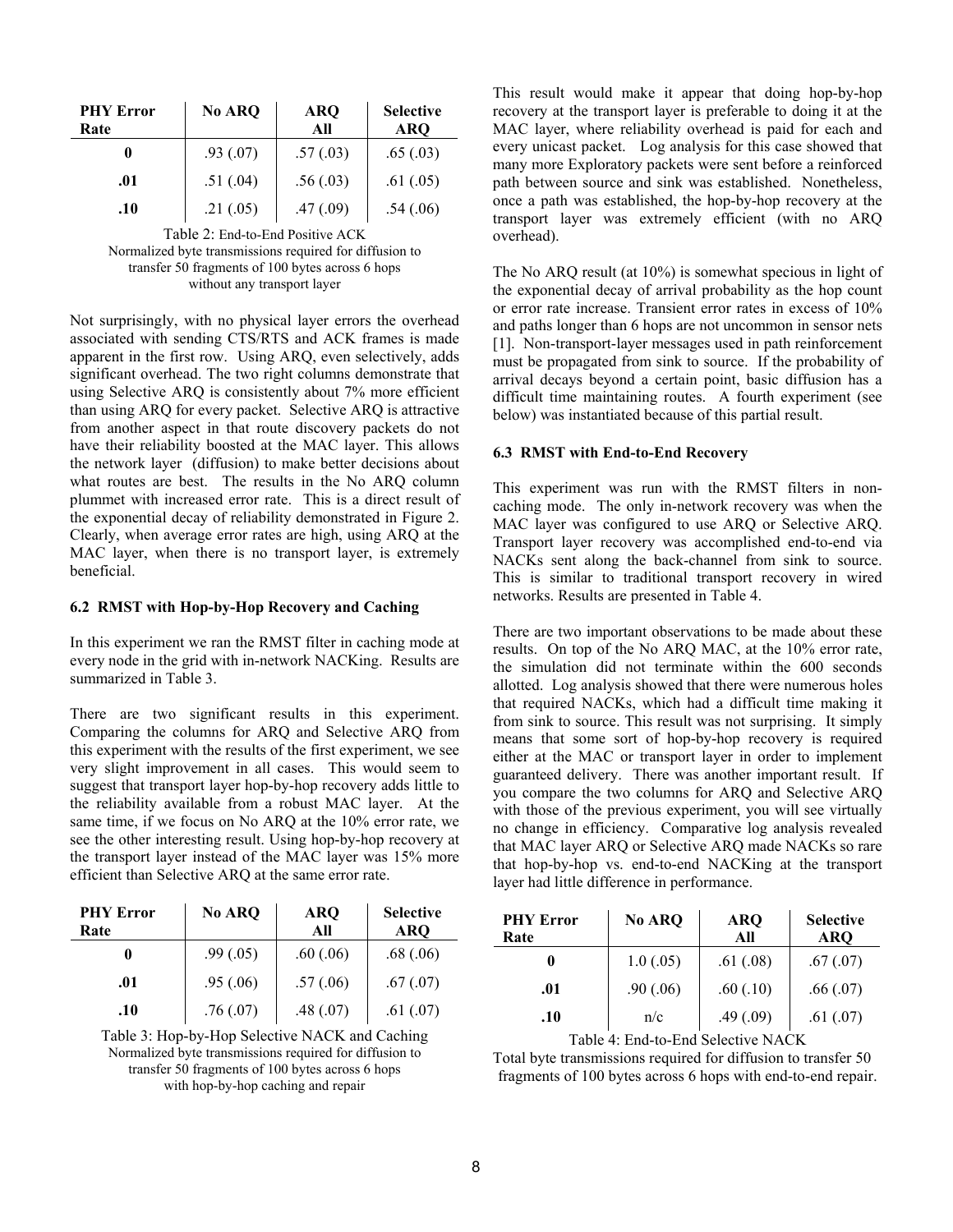| PHY Error Rate | No ARQ | ARQ All | Selective ARQ |
|---|---|---|---|
| 0 | .93 (.07) | .57 (.03) | .65 (.03) |
| .01 | .51 (.04) | .56 (.03) | .61 (.05) |
| .10 | .21 (.05) | .47 (.09) | .54 (.06) |

Table 2: End-to-End Positive ACK
Normalized byte transmissions required for diffusion to transfer 50 fragments of 100 bytes across 6 hops without any transport layer

Not surprisingly, with no physical layer errors the overhead associated with sending CTS/RTS and ACK frames is made apparent in the first row. Using ARQ, even selectively, adds significant overhead. The two right columns demonstrate that using Selective ARQ is consistently about 7% more efficient than using ARQ for every packet. Selective ARQ is attractive from another aspect in that route discovery packets do not have their reliability boosted at the MAC layer. This allows the network layer (diffusion) to make better decisions about what routes are best. The results in the No ARQ column plummet with increased error rate. This is a direct result of the exponential decay of reliability demonstrated in Figure 2. Clearly, when average error rates are high, using ARQ at the MAC layer, when there is no transport layer, is extremely beneficial.

### 6.2 RMST with Hop-by-Hop Recovery and Caching

In this experiment we ran the RMST filter in caching mode at every node in the grid with in-network NACKing. Results are summarized in Table 3.

There are two significant results in this experiment. Comparing the columns for ARQ and Selective ARQ from this experiment with the results of the first experiment, we see very slight improvement in all cases. This would seem to suggest that transport layer hop-by-hop recovery adds little to the reliability available from a robust MAC layer. At the same time, if we focus on No ARQ at the 10% error rate, we see the other interesting result. Using hop-by-hop recovery at the transport layer instead of the MAC layer was 15% more efficient than Selective ARQ at the same error rate.

| PHY Error Rate | No ARQ | ARQ All | Selective ARQ |
|---|---|---|---|
| 0 | .99 (.05) | .60 (.06) | .68 (.06) |
| .01 | .95 (.06) | .57 (.06) | .67 (.07) |
| .10 | .76 (.07) | .48 (.07) | .61 (.07) |

Table 3: Hop-by-Hop Selective NACK and Caching
Normalized byte transmissions required for diffusion to transfer 50 fragments of 100 bytes across 6 hops with hop-by-hop caching and repair

This result would make it appear that doing hop-by-hop recovery at the transport layer is preferable to doing it at the MAC layer, where reliability overhead is paid for each and every unicast packet. Log analysis for this case showed that many more Exploratory packets were sent before a reinforced path between source and sink was established. Nonetheless, once a path was established, the hop-by-hop recovery at the transport layer was extremely efficient (with no ARQ overhead).

The No ARQ result (at 10%) is somewhat specious in light of the exponential decay of arrival probability as the hop count or error rate increase. Transient error rates in excess of 10% and paths longer than 6 hops are not uncommon in sensor nets [1]. Non-transport-layer messages used in path reinforcement must be propagated from sink to source. If the probability of arrival decays beyond a certain point, basic diffusion has a difficult time maintaining routes. A fourth experiment (see below) was instantiated because of this partial result.

### 6.3 RMST with End-to-End Recovery

This experiment was run with the RMST filters in non-caching mode. The only in-network recovery was when the MAC layer was configured to use ARQ or Selective ARQ. Transport layer recovery was accomplished end-to-end via NACKs sent along the back-channel from sink to source. This is similar to traditional transport recovery in wired networks. Results are presented in Table 4.

There are two important observations to be made about these results. On top of the No ARQ MAC, at the 10% error rate, the simulation did not terminate within the 600 seconds allotted. Log analysis showed that there were numerous holes that required NACKs, which had a difficult time making it from sink to source. This result was not surprising. It simply means that some sort of hop-by-hop recovery is required either at the MAC or transport layer in order to implement guaranteed delivery. There was another important result. If you compare the two columns for ARQ and Selective ARQ with those of the previous experiment, you will see virtually no change in efficiency. Comparative log analysis revealed that MAC layer ARQ or Selective ARQ made NACKs so rare that hop-by-hop vs. end-to-end NACKing at the transport layer had little difference in performance.

| PHY Error Rate | No ARQ | ARQ All | Selective ARQ |
|---|---|---|---|
| 0 | 1.0 (.05) | .61 (.08) | .67 (.07) |
| .01 | .90 (.06) | .60 (.10) | .66 (.07) |
| .10 | n/c | .49 (.09) | .61 (.07) |

Table 4: End-to-End Selective NACK
Total byte transmissions required for diffusion to transfer 50 fragments of 100 bytes across 6 hops with end-to-end repair.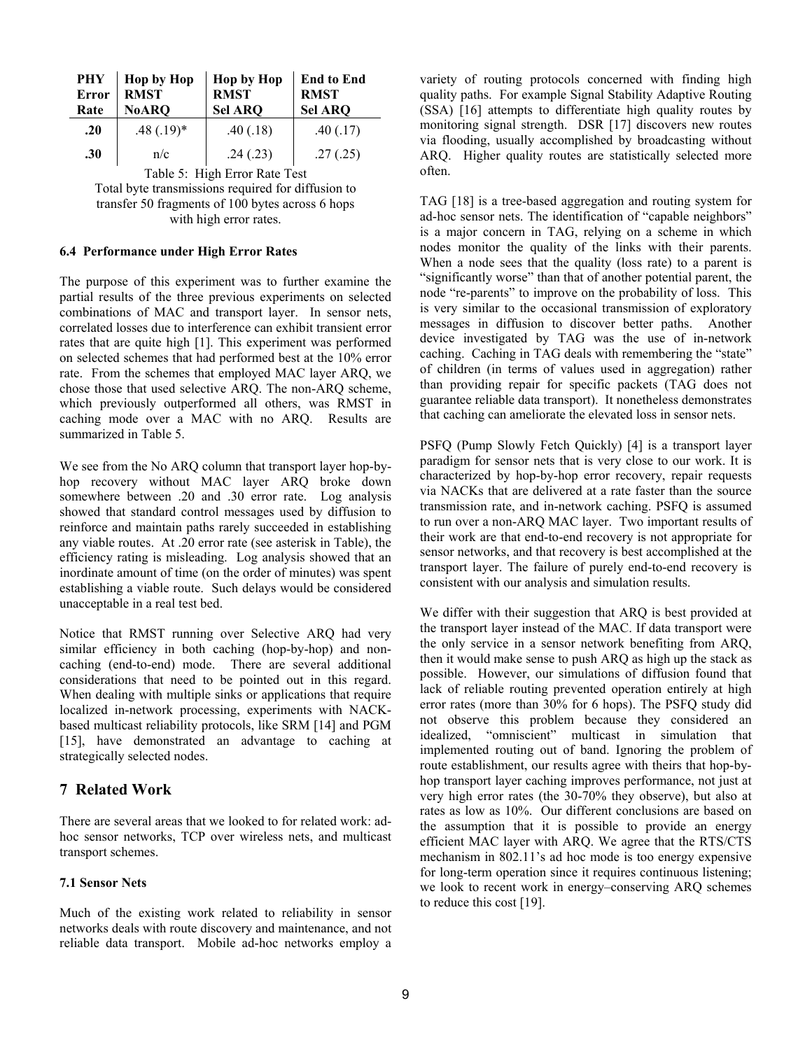| PHY Error Rate | Hop by Hop RMST NoARQ | Hop by Hop RMST Sel ARQ | End to End RMST Sel ARQ |
|---|---|---|---|
| .20 | .48 (.19)* | .40 (.18) | .40 (.17) |
| .30 | n/c | .24 (.23) | .27 (.25) |

Table 5: High Error Rate Test
Total byte transmissions required for diffusion to transfer 50 fragments of 100 bytes across 6 hops with high error rates.

### 6.4 Performance under High Error Rates

The purpose of this experiment was to further examine the partial results of the three previous experiments on selected combinations of MAC and transport layer. In sensor nets, correlated losses due to interference can exhibit transient error rates that are quite high [1]. This experiment was performed on selected schemes that had performed best at the 10% error rate. From the schemes that employed MAC layer ARQ, we chose those that used selective ARQ. The non-ARQ scheme, which previously outperformed all others, was RMST in caching mode over a MAC with no ARQ. Results are summarized in Table 5.

We see from the No ARQ column that transport layer hop-by-hop recovery without MAC layer ARQ broke down somewhere between .20 and .30 error rate. Log analysis showed that standard control messages used by diffusion to reinforce and maintain paths rarely succeeded in establishing any viable routes. At .20 error rate (see asterisk in Table), the efficiency rating is misleading. Log analysis showed that an inordinate amount of time (on the order of minutes) was spent establishing a viable route. Such delays would be considered unacceptable in a real test bed.

Notice that RMST running over Selective ARQ had very similar efficiency in both caching (hop-by-hop) and non-caching (end-to-end) mode. There are several additional considerations that need to be pointed out in this regard. When dealing with multiple sinks or applications that require localized in-network processing, experiments with NACK-based multicast reliability protocols, like SRM [14] and PGM [15], have demonstrated an advantage to caching at strategically selected nodes.

## 7 Related Work

There are several areas that we looked to for related work: ad-hoc sensor networks, TCP over wireless nets, and multicast transport schemes.

### 7.1 Sensor Nets

Much of the existing work related to reliability in sensor networks deals with route discovery and maintenance, and not reliable data transport. Mobile ad-hoc networks employ a variety of routing protocols concerned with finding high quality paths. For example Signal Stability Adaptive Routing (SSA) [16] attempts to differentiate high quality routes by monitoring signal strength. DSR [17] discovers new routes via flooding, usually accomplished by broadcasting without ARQ. Higher quality routes are statistically selected more often.

TAG [18] is a tree-based aggregation and routing system for ad-hoc sensor nets. The identification of "capable neighbors" is a major concern in TAG, relying on a scheme in which nodes monitor the quality of the links with their parents. When a node sees that the quality (loss rate) to a parent is "significantly worse" than that of another potential parent, the node "re-parents" to improve on the probability of loss. This is very similar to the occasional transmission of exploratory messages in diffusion to discover better paths. Another device investigated by TAG was the use of in-network caching. Caching in TAG deals with remembering the "state" of children (in terms of values used in aggregation) rather than providing repair for specific packets (TAG does not guarantee reliable data transport). It nonetheless demonstrates that caching can ameliorate the elevated loss in sensor nets.

PSFQ (Pump Slowly Fetch Quickly) [4] is a transport layer paradigm for sensor nets that is very close to our work. It is characterized by hop-by-hop error recovery, repair requests via NACKs that are delivered at a rate faster than the source transmission rate, and in-network caching. PSFQ is assumed to run over a non-ARQ MAC layer. Two important results of their work are that end-to-end recovery is not appropriate for sensor networks, and that recovery is best accomplished at the transport layer. The failure of purely end-to-end recovery is consistent with our analysis and simulation results.

We differ with their suggestion that ARQ is best provided at the transport layer instead of the MAC. If data transport were the only service in a sensor network benefiting from ARQ, then it would make sense to push ARQ as high up the stack as possible. However, our simulations of diffusion found that lack of reliable routing prevented operation entirely at high error rates (more than 30% for 6 hops). The PSFQ study did not observe this problem because they considered an idealized, "omniscient" multicast in simulation that implemented routing out of band. Ignoring the problem of route establishment, our results agree with theirs that hop-by-hop transport layer caching improves performance, not just at very high error rates (the 30-70% they observe), but also at rates as low as 10%. Our different conclusions are based on the assumption that it is possible to provide an energy efficient MAC layer with ARQ. We agree that the RTS/CTS mechanism in 802.11's ad hoc mode is too energy expensive for long-term operation since it requires continuous listening; we look to recent work in energy–conserving ARQ schemes to reduce this cost [19].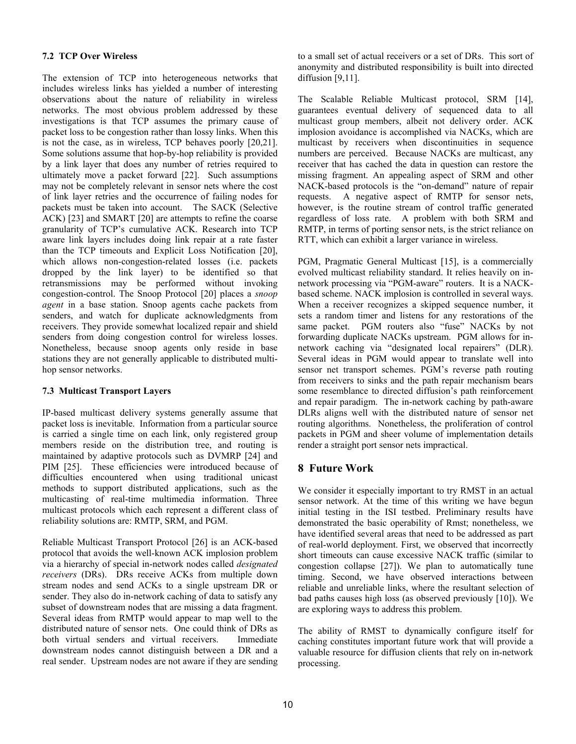### 7.2 TCP Over Wireless

The extension of TCP into heterogeneous networks that includes wireless links has yielded a number of interesting observations about the nature of reliability in wireless networks. The most obvious problem addressed by these investigations is that TCP assumes the primary cause of packet loss to be congestion rather than lossy links. When this is not the case, as in wireless, TCP behaves poorly [20,21]. Some solutions assume that hop-by-hop reliability is provided by a link layer that does any number of retries required to ultimately move a packet forward [22]. Such assumptions may not be completely relevant in sensor nets where the cost of link layer retries and the occurrence of failing nodes for packets must be taken into account. The SACK (Selective ACK) [23] and SMART [20] are attempts to refine the coarse granularity of TCP's cumulative ACK. Research into TCP aware link layers includes doing link repair at a rate faster than the TCP timeouts and Explicit Loss Notification [20], which allows non-congestion-related losses (i.e. packets dropped by the link layer) to be identified so that retransmissions may be performed without invoking congestion-control. The Snoop Protocol [20] places a *snoop agent* in a base station. Snoop agents cache packets from senders, and watch for duplicate acknowledgments from receivers. They provide somewhat localized repair and shield senders from doing congestion control for wireless losses. Nonetheless, because snoop agents only reside in base stations they are not generally applicable to distributed multi-hop sensor networks.

### 7.3 Multicast Transport Layers

IP-based multicast delivery systems generally assume that packet loss is inevitable. Information from a particular source is carried a single time on each link, only registered group members reside on the distribution tree, and routing is maintained by adaptive protocols such as DVMRP [24] and PIM [25]. These efficiencies were introduced because of difficulties encountered when using traditional unicast methods to support distributed applications, such as the multicasting of real-time multimedia information. Three multicast protocols which each represent a different class of reliability solutions are: RMTP, SRM, and PGM.

Reliable Multicast Transport Protocol [26] is an ACK-based protocol that avoids the well-known ACK implosion problem via a hierarchy of special in-network nodes called *designated receivers* (DRs). DRs receive ACKs from multiple down stream nodes and send ACKs to a single upstream DR or sender. They also do in-network caching of data to satisfy any subset of downstream nodes that are missing a data fragment. Several ideas from RMTP would appear to map well to the distributed nature of sensor nets. One could think of DRs as both virtual senders and virtual receivers. Immediate downstream nodes cannot distinguish between a DR and a real sender. Upstream nodes are not aware if they are sending to a small set of actual receivers or a set of DRs. This sort of anonymity and distributed responsibility is built into directed diffusion [9,11].

The Scalable Reliable Multicast protocol, SRM [14], guarantees eventual delivery of sequenced data to all multicast group members, albeit not delivery order. ACK implosion avoidance is accomplished via NACKs, which are multicast by receivers when discontinuities in sequence numbers are perceived. Because NACKs are multicast, any receiver that has cached the data in question can restore the missing fragment. An appealing aspect of SRM and other NACK-based protocols is the "on-demand" nature of repair requests. A negative aspect of RMTP for sensor nets, however, is the routine stream of control traffic generated regardless of loss rate. A problem with both SRM and RMTP, in terms of porting sensor nets, is the strict reliance on RTT, which can exhibit a larger variance in wireless.

PGM, Pragmatic General Multicast [15], is a commercially evolved multicast reliability standard. It relies heavily on in-network processing via "PGM-aware" routers. It is a NACK-based scheme. NACK implosion is controlled in several ways. When a receiver recognizes a skipped sequence number, it sets a random timer and listens for any restorations of the same packet. PGM routers also "fuse" NACKs by not forwarding duplicate NACKs upstream. PGM allows for in-network caching via "designated local repairers" (DLR). Several ideas in PGM would appear to translate well into sensor net transport schemes. PGM's reverse path routing from receivers to sinks and the path repair mechanism bears some resemblance to directed diffusion's path reinforcement and repair paradigm. The in-network caching by path-aware DLRs aligns well with the distributed nature of sensor net routing algorithms. Nonetheless, the proliferation of control packets in PGM and sheer volume of implementation details render a straight port sensor nets impractical.

## 8 Future Work

We consider it especially important to try RMST in an actual sensor network. At the time of this writing we have begun initial testing in the ISI testbed. Preliminary results have demonstrated the basic operability of Rmst; nonetheless, we have identified several areas that need to be addressed as part of real-world deployment. First, we observed that incorrectly short timeouts can cause excessive NACK traffic (similar to congestion collapse [27]). We plan to automatically tune timing. Second, we have observed interactions between reliable and unreliable links, where the resultant selection of bad paths causes high loss (as observed previously [10]). We are exploring ways to address this problem.

The ability of RMST to dynamically configure itself for caching constitutes important future work that will provide a valuable resource for diffusion clients that rely on in-network processing.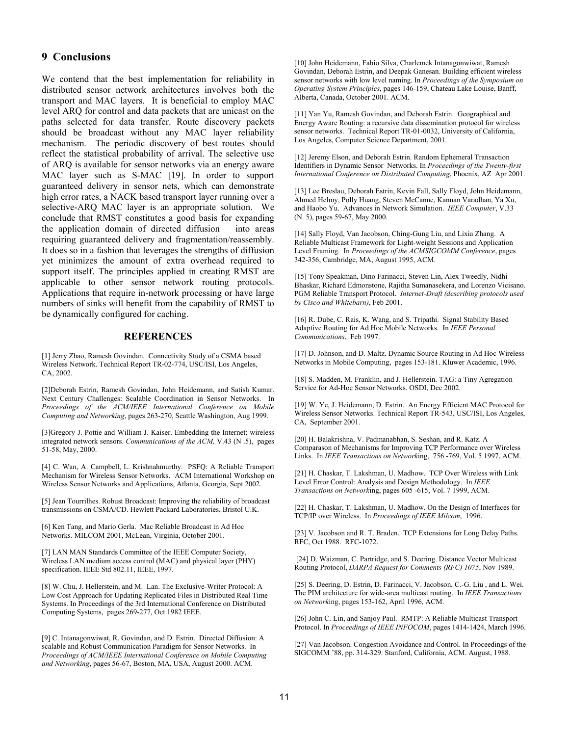## 9 Conclusions

We contend that the best implementation for reliability in distributed sensor network architectures involves both the transport and MAC layers. It is beneficial to employ MAC level ARQ for control and data packets that are unicast on the paths selected for data transfer. Route discovery packets should be broadcast without any MAC layer reliability mechanism. The periodic discovery of best routes should reflect the statistical probability of arrival. The selective use of ARQ is available for sensor networks via an energy aware MAC layer such as S-MAC [19]. In order to support guaranteed delivery in sensor nets, which can demonstrate high error rates, a NACK based transport layer running over a selective-ARQ MAC layer is an appropriate solution. We conclude that RMST constitutes a good basis for expanding the application domain of directed diffusion into areas requiring guaranteed delivery and fragmentation/reassembly. It does so in a fashion that leverages the strengths of diffusion yet minimizes the amount of extra overhead required to support itself. The principles applied in creating RMST are applicable to other sensor network routing protocols. Applications that require in-network processing or have large numbers of sinks will benefit from the capability of RMST to be dynamically configured for caching.

## REFERENCES

[1] Jerry Zhao, Ramesh Govindan. Connectivity Study of a CSMA based Wireless Network. Technical Report TR-02-774, USC/ISI, Los Angeles, CA, 2002.

[2]Deborah Estrin, Ramesh Govindan, John Heidemann, and Satish Kumar. Next Century Challenges: Scalable Coordination in Sensor Networks. In *Proceedings of the ACM/IEEE International Conference on Mobile Computing and Networking*, pages 263-270, Seattle Washington, Aug 1999.

[3]Gregory J. Pottie and William J. Kaiser. Embedding the Internet: wireless integrated network sensors. *Communications of the ACM*, V.43 (N .5), pages 51-58, May, 2000.

[4] C. Wan, A. Campbell, L. Krishnahmurthy. PSFQ: A Reliable Transport Mechanism for Wireless Sensor Networks. ACM International Workshop on Wireless Sensor Networks and Applications, Atlanta, Georgia, Sept 2002.

[5] Jean Tourrilhes. Robust Broadcast: Improving the reliability of broadcast transmissions on CSMA/CD. Hewlett Packard Laboratories, Bristol U.K.

[6] Ken Tang, and Mario Gerla. Mac Reliable Broadcast in Ad Hoc Networks. MILCOM 2001, McLean, Virginia, October 2001.

[7] LAN MAN Standards Committee of the IEEE Computer Society, Wireless LAN medium access control (MAC) and physical layer (PHY) specification. IEEE Std 802.11, IEEE, 1997.

[8] W. Chu, J. Hellerstein, and M. Lan. The Exclusive-Writer Protocol: A Low Cost Approach for Updating Replicated Files in Distributed Real Time Systems. In Proceedings of the 3rd International Conference on Distributed Computing Systems, pages 269-277, Oct 1982 IEEE.

[9] C. Intanagonwiwat, R. Govindan, and D. Estrin. Directed Diffusion: A scalable and Robust Communication Paradigm for Sensor Networks. In *Proceedings of ACM/IEEE International Conference on Mobile Computing and Networking*, pages 56-67, Boston, MA, USA, August 2000. ACM.

[10] John Heidemann, Fabio Silva, Charlemek Intanagonwiwat, Ramesh Govindan, Deborah Estrin, and Deepak Ganesan. Building efficient wireless sensor networks with low level naming. In *Proceedings of the Symposium on Operating System Principles*, pages 146-159, Chateau Lake Louise, Banff, Alberta, Canada, October 2001. ACM.

[11] Yan Yu, Ramesh Govindan, and Deborah Estrin. Geographical and Energy Aware Routing: a recursive data dissemination protocol for wireless sensor networks. Technical Report TR-01-0032, University of California, Los Angeles, Computer Science Department, 2001.

[12] Jeremy Elson, and Deborah Estrin. Random Ephemeral Transaction Identifiers in Dynamic Sensor Networks. In *Proceedings of the Twenty-first International Conference on Distributed Computing*, Phoenix, AZ Apr 2001.

[13] Lee Breslau, Deborah Estrin, Kevin Fall, Sally Floyd, John Heidemann, Ahmed Helmy, Polly Huang, Steven McCanne, Kannan Varadhan, Ya Xu, and Haobo Yu. Advances in Network Simulation. *IEEE Computer*, V.33 (N. 5), pages 59-67, May 2000.

[14] Sally Floyd, Van Jacobson, Ching-Gung Liu, and Lixia Zhang. A Reliable Multicast Framework for Light-weight Sessions and Application Level Framing. In *Proceedings of the ACMSIGCOMM Conference*, pages 342-356, Cambridge, MA, August 1995, ACM.

[15] Tony Speakman, Dino Farinacci, Steven Lin, Alex Tweedly, Nidhi Bhaskar, Richard Edmonstone, Rajitha Sumanasekera, and Lorenzo Vicisano. PGM Reliable Transport Protocol. *Internet-Draft (describing protocols used by Cisco and Whitebarn)*, Feb 2001.

[16] R. Dube, C. Rais, K. Wang, and S. Tripathi. Signal Stability Based Adaptive Routing for Ad Hoc Mobile Networks. In *IEEE Personal Communications*, Feb 1997.

[17] D. Johnson, and D. Maltz. Dynamic Source Routing in Ad Hoc Wireless Networks in Mobile Computing, pages 153-181. Kluwer Academic, 1996.

[18] S. Madden, M. Franklin, and J. Hellerstein. TAG: a Tiny Agregation Service for Ad-Hoc Sensor Networks. OSDI, Dec 2002.

[19] W. Ye, J. Heidemann, D. Estrin. An Energy Efficient MAC Protocol for Wireless Sensor Networks. Technical Report TR-543, USC/ISI, Los Angeles, CA, September 2001.

[20] H. Balakrishna, V. Padmanabhan, S. Seshan, and R. Katz. A Comparason of Mechanisms for Improving TCP Performance over Wireless Links. In *IEEE Transactions on Network*ing, 756 -769, Vol. 5 1997, ACM.

[21] H. Chaskar, T. Lakshman, U. Madhow. TCP Over Wireless with Link Level Error Control: Analysis and Design Methodology. In *IEEE Transactions on Network*ing, pages 605 -615, Vol. 7 1999, ACM.

[22] H. Chaskar, T. Lakshman, U. Madhow. On the Design of Interfaces for TCP/IP over Wireless. In *Proceedings of IEEE Milcom*, 1996.

[23] V. Jacobson and R. T. Braden. TCP Extensions for Long Delay Paths. RFC, Oct 1988. RFC-1072.

[24] D. Waizman, C. Partridge, and S. Deering. Distance Vector Multicast Routing Protocol, *DARPA Request for Comments (RFC) 1075*, Nov 1989.

[25] S. Deering, D. Estrin, D. Farinacci, V. Jacobson, C.-G. Liu , and L. Wei. The PIM architecture for wide-area multicast routing. In *IEEE Transactions on Network*ing, pages 153-162, April 1996, ACM.

[26] John C. Lin, and Sanjoy Paul. RMTP: A Reliable Multicast Transport Protocol. In *Proceedings of IEEE INFOCOM*, pages 1414-1424, March 1996.

[27] Van Jacobson. Congestion Avoidance and Control. In Proceedings of the SIGCOMM '88, pp. 314-329. Stanford, California, ACM. August, 1988.